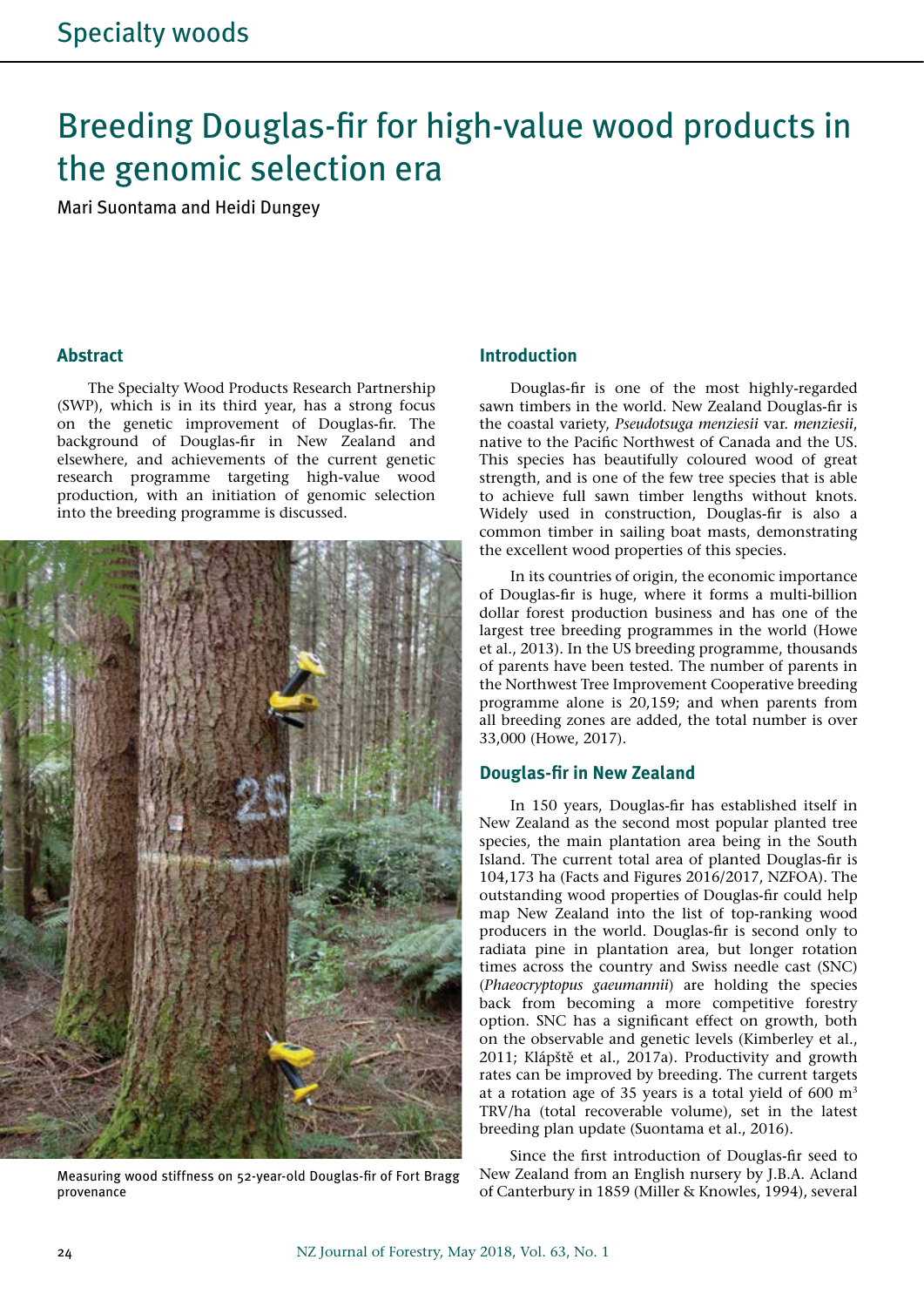# Breeding Douglas-fir for high-value wood products in the genomic selection era

Mari Suontama and Heidi Dungey

## Abstract

The Specialty Wood Products Research Partnership (SWP), which is in its third year, has a strong focus on the genetic improvement of Douglas-fir. The background of Douglas-fir in New Zealand and elsewhere, and achievements of the current genetic research programme targeting high-value wood production, with an initiation of genomic selection into the breeding programme is discussed.

Measuring wood stiffness on 52-year-old Douglas-fir of Fort Bragg provenance

## Introduction

Douglas-fir is one of the most highly-regarded sawn timbers in the world. New Zealand Douglas-fir is the coastal variety, *Pseudotsuga menziesii* var. *menziesii*, native to the Pacific Northwest of Canada and the US. This species has beautifully coloured wood of great strength, and is one of the few tree species that is able to achieve full sawn timber lengths without knots. Widely used in construction, Douglas-fir is also a common timber in sailing boat masts, demonstrating the excellent wood properties of this species.

In its countries of origin, the economic importance of Douglas-fir is huge, where it forms a multi-billion dollar forest production business and has one of the largest tree breeding programmes in the world (Howe et al., 2013). In the US breeding programme, thousands of parents have been tested. The number of parents in the Northwest Tree Improvement Cooperative breeding programme alone is 20,159; and when parents from all breeding zones are added, the total number is over 33,000 (Howe, 2017).

## Douglas-fir in New Zealand

In 150 years, Douglas-fir has established itself in New Zealand as the second most popular planted tree species, the main plantation area being in the South Island. The current total area of planted Douglas-fir is 104,173 ha (Facts and Figures 2016/2017, NZFOA). The outstanding wood properties of Douglas-fir could help map New Zealand into the list of top-ranking wood producers in the world. Douglas-fir is second only to radiata pine in plantation area, but longer rotation times across the country and Swiss needle cast (SNC) (*Phaeocryptopus gaeumannii*) are holding the species back from becoming a more competitive forestry option. SNC has a significant effect on growth, both on the observable and genetic levels (Kimberley et al., 2011; Klápště et al., 2017a). Productivity and growth rates can be improved by breeding. The current targets at a rotation age of 35 years is a total yield of 600 $m^3$ TRV/ha (total recoverable volume), set in the latest breeding plan update (Suontama et al., 2016).

Since the first introduction of Douglas-fir seed to New Zealand from an English nursery by J.B.A. Acland of Canterbury in 1859 (Miller & Knowles, 1994), several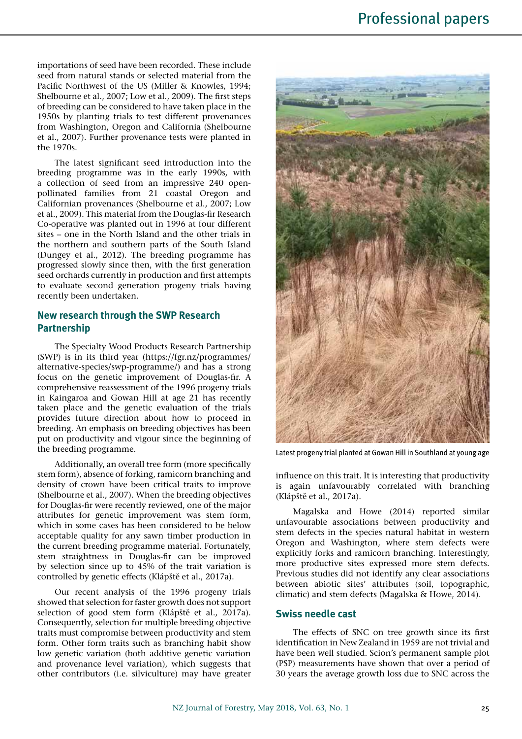importations of seed have been recorded. These include seed from natural stands or selected material from the Pacific Northwest of the US (Miller & Knowles, 1994; Shelbourne et al., 2007; Low et al., 2009). The first steps of breeding can be considered to have taken place in the 1950s by planting trials to test different provenances from Washington, Oregon and California (Shelbourne et al., 2007). Further provenance tests were planted in the 1970s.

The latest significant seed introduction into the breeding programme was in the early 1990s, with a collection of seed from an impressive 240 open-pollinated families from 21 coastal Oregon and Californian provenances (Shelbourne et al., 2007; Low et al., 2009). This material from the Douglas-fir Research Co-operative was planted out in 1996 at four different sites – one in the North Island and the other trials in the northern and southern parts of the South Island (Dungey et al., 2012). The breeding programme has progressed slowly since then, with the first generation seed orchards currently in production and first attempts to evaluate second generation progeny trials having recently been undertaken.

## New research through the SWP Research Partnership

The Specialty Wood Products Research Partnership (SWP) is in its third year (https://fgr.nz/programmes/alternative-species/swp-programme/) and has a strong focus on the genetic improvement of Douglas-fir. A comprehensive reassessment of the 1996 progeny trials in Kaingaroa and Gowan Hill at age 21 has recently taken place and the genetic evaluation of the trials provides future direction about how to proceed in breeding. An emphasis on breeding objectives has been put on productivity and vigour since the beginning of the breeding programme.

Additionally, an overall tree form (more specifically stem form), absence of forking, ramicorn branching and density of crown have been critical traits to improve (Shelbourne et al., 2007). When the breeding objectives for Douglas-fir were recently reviewed, one of the major attributes for genetic improvement was stem form, which in some cases has been considered to be below acceptable quality for any sawn timber production in the current breeding programme material. Fortunately, stem straightness in Douglas-fir can be improved by selection since up to 45% of the trait variation is controlled by genetic effects (Klápště et al., 2017a).

Our recent analysis of the 1996 progeny trials showed that selection for faster growth does not support selection of good stem form (Klápště et al., 2017a). Consequently, selection for multiple breeding objective traits must compromise between productivity and stem form. Other form traits such as branching habit show low genetic variation (both additive genetic variation and provenance level variation), which suggests that other contributors (i.e. silviculture) may have greater influence on this trait. It is interesting that productivity is again unfavourably correlated with branching (Klápště et al., 2017a).

Latest progeny trial planted at Gowan Hill in Southland at young age

Magalska and Howe (2014) reported similar unfavourable associations between productivity and stem defects in the species natural habitat in western Oregon and Washington, where stem defects were explicitly forks and ramicorn branching. Interestingly, more productive sites expressed more stem defects. Previous studies did not identify any clear associations between abiotic sites' attributes (soil, topographic, climatic) and stem defects (Magalska & Howe, 2014).

## Swiss needle cast

The effects of SNC on tree growth since its first identification in New Zealand in 1959 are not trivial and have been well studied. Scion's permanent sample plot (PSP) measurements have shown that over a period of 30 years the average growth loss due to SNC across the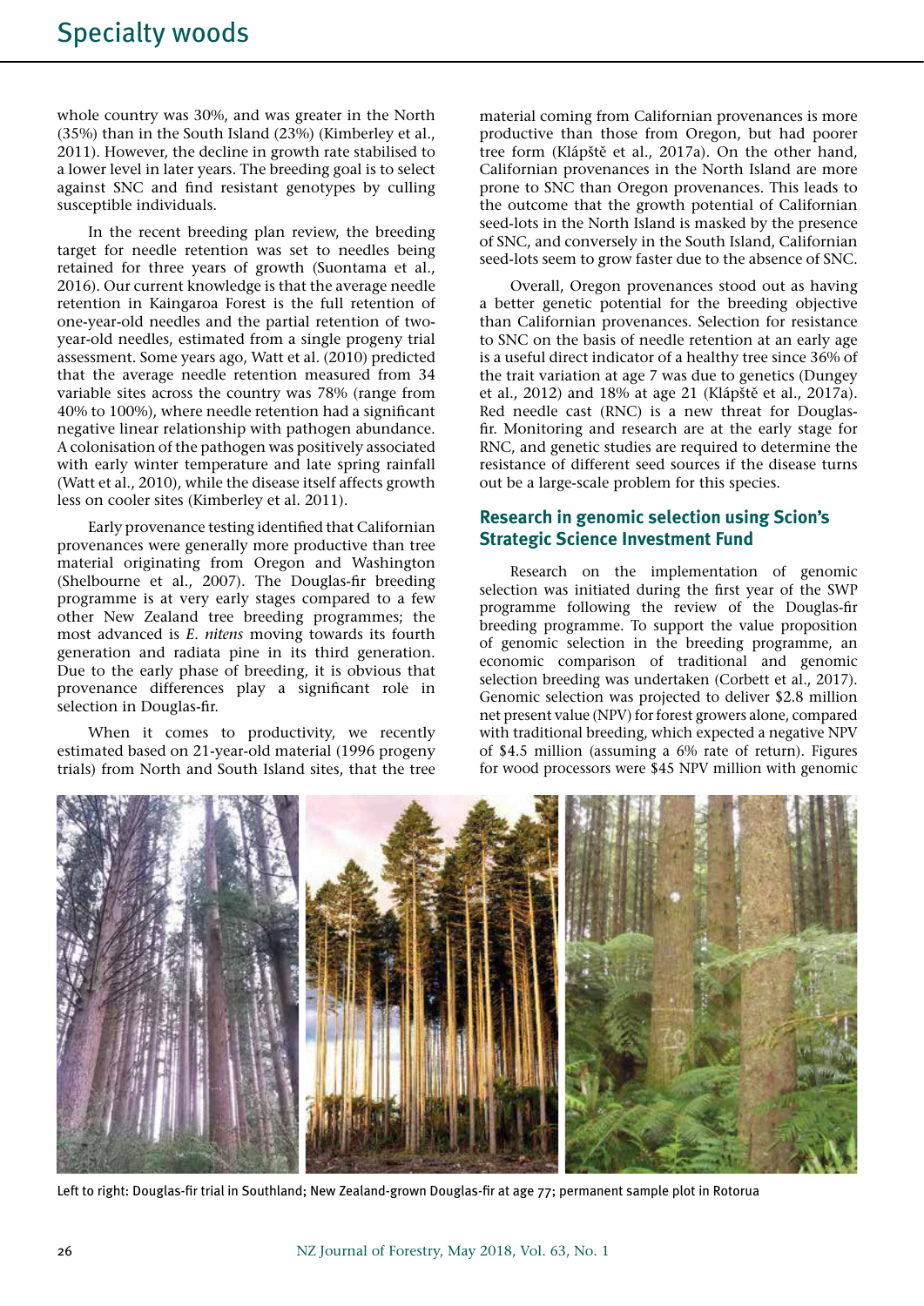whole country was 30%, and was greater in the North (35%) than in the South Island (23%) (Kimberley et al., 2011). However, the decline in growth rate stabilised to a lower level in later years. The breeding goal is to select against SNC and find resistant genotypes by culling susceptible individuals.

In the recent breeding plan review, the breeding target for needle retention was set to needles being retained for three years of growth (Suontama et al., 2016). Our current knowledge is that the average needle retention in Kaingaroa Forest is the full retention of one-year-old needles and the partial retention of two-year-old needles, estimated from a single progeny trial assessment. Some years ago, Watt et al. (2010) predicted that the average needle retention measured from 34 variable sites across the country was 78% (range from 40% to 100%), where needle retention had a significant negative linear relationship with pathogen abundance. A colonisation of the pathogen was positively associated with early winter temperature and late spring rainfall (Watt et al., 2010), while the disease itself affects growth less on cooler sites (Kimberley et al. 2011).

Early provenance testing identified that Californian provenances were generally more productive than tree material originating from Oregon and Washington (Shelbourne et al., 2007). The Douglas-fir breeding programme is at very early stages compared to a few other New Zealand tree breeding programmes; the most advanced is *E. nitens* moving towards its fourth generation and radiata pine in its third generation. Due to the early phase of breeding, it is obvious that provenance differences play a significant role in selection in Douglas-fir.

When it comes to productivity, we recently estimated based on 21-year-old material (1996 progeny trials) from North and South Island sites, that the tree material coming from Californian provenances is more productive than those from Oregon, but had poorer tree form (Klápště et al., 2017a). On the other hand, Californian provenances in the North Island are more prone to SNC than Oregon provenances. This leads to the outcome that the growth potential of Californian seed-lots in the North Island is masked by the presence of SNC, and conversely in the South Island, Californian seed-lots seem to grow faster due to the absence of SNC.

Overall, Oregon provenances stood out as having a better genetic potential for the breeding objective than Californian provenances. Selection for resistance to SNC on the basis of needle retention at an early age is a useful direct indicator of a healthy tree since 36% of the trait variation at age 7 was due to genetics (Dungey et al., 2012) and 18% at age 21 (Klápště et al., 2017a). Red needle cast (RNC) is a new threat for Douglas-fir. Monitoring and research are at the early stage for RNC, and genetic studies are required to determine the resistance of different seed sources if the disease turns out be a large-scale problem for this species.

## Research in genomic selection using Scion's Strategic Science Investment Fund

Research on the implementation of genomic selection was initiated during the first year of the SWP programme following the review of the Douglas-fir breeding programme. To support the value proposition of genomic selection in the breeding programme, an economic comparison of traditional and genomic selection breeding was undertaken (Corbett et al., 2017). Genomic selection was projected to deliver $2.8 million net present value (NPV) for forest growers alone, compared with traditional breeding, which expected a negative NPV of $4.5 million (assuming a 6% rate of return). Figures for wood processors were $45 NPV million with genomic

Left to right: Douglas-fir trial in Southland; New Zealand-grown Douglas-fir at age 77; permanent sample plot in Rotorua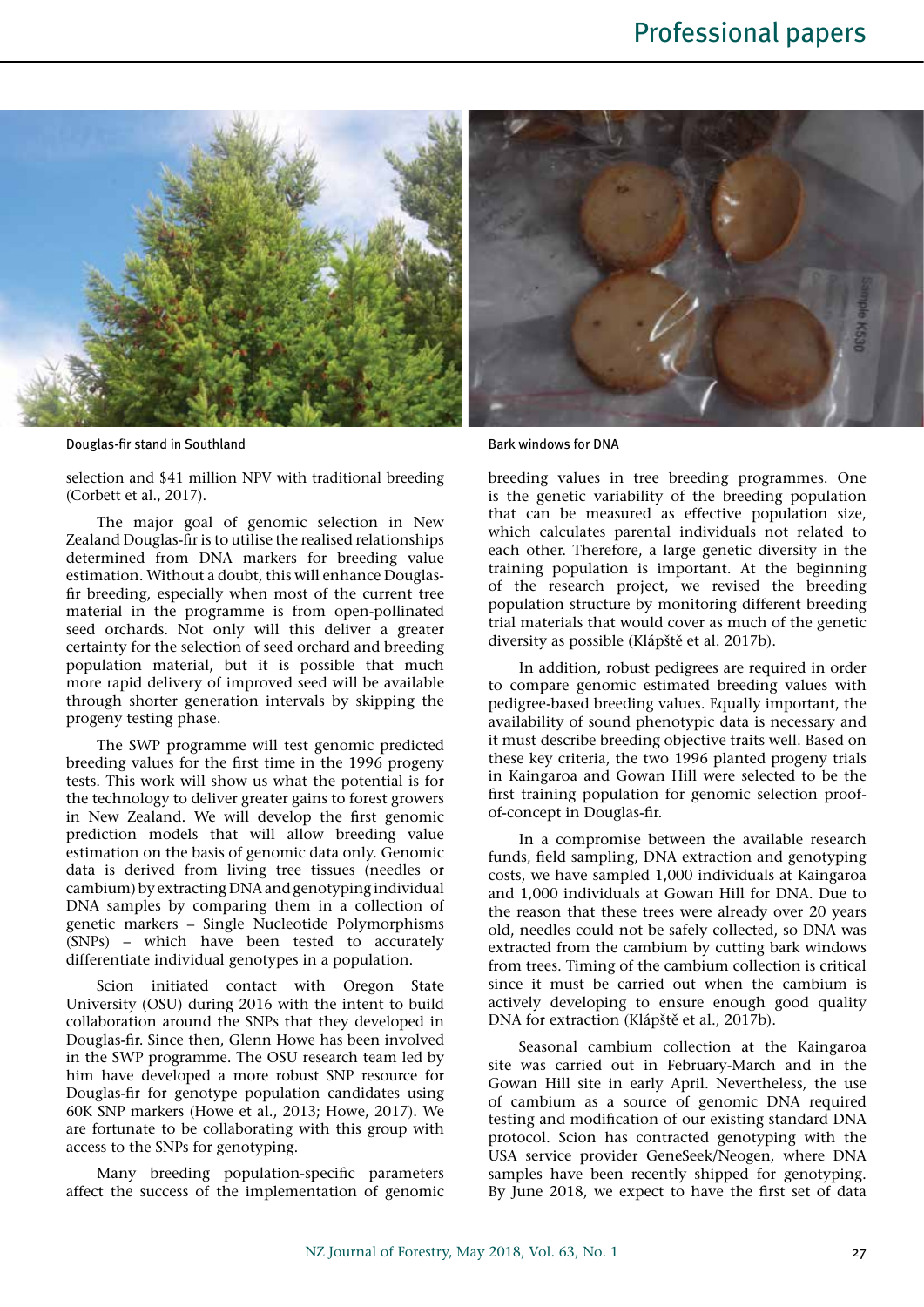Douglas-fir stand in Southland

Bark windows for DNA

selection and $41 million NPV with traditional breeding (Corbett et al., 2017).

The major goal of genomic selection in New Zealand Douglas-fir is to utilise the realised relationships determined from DNA markers for breeding value estimation. Without a doubt, this will enhance Douglas-fir breeding, especially when most of the current tree material in the programme is from open-pollinated seed orchards. Not only will this deliver a greater certainty for the selection of seed orchard and breeding population material, but it is possible that much more rapid delivery of improved seed will be available through shorter generation intervals by skipping the progeny testing phase.

The SWP programme will test genomic predicted breeding values for the first time in the 1996 progeny tests. This work will show us what the potential is for the technology to deliver greater gains to forest growers in New Zealand. We will develop the first genomic prediction models that will allow breeding value estimation on the basis of genomic data only. Genomic data is derived from living tree tissues (needles or cambium) by extracting DNA and genotyping individual DNA samples by comparing them in a collection of genetic markers – Single Nucleotide Polymorphisms (SNPs) – which have been tested to accurately differentiate individual genotypes in a population.

Scion initiated contact with Oregon State University (OSU) during 2016 with the intent to build collaboration around the SNPs that they developed in Douglas-fir. Since then, Glenn Howe has been involved in the SWP programme. The OSU research team led by him have developed a more robust SNP resource for Douglas-fir for genotype population candidates using 60K SNP markers (Howe et al., 2013; Howe, 2017). We are fortunate to be collaborating with this group with access to the SNPs for genotyping.

Many breeding population-specific parameters affect the success of the implementation of genomic breeding values in tree breeding programmes. One is the genetic variability of the breeding population that can be measured as effective population size, which calculates parental individuals not related to each other. Therefore, a large genetic diversity in the training population is important. At the beginning of the research project, we revised the breeding population structure by monitoring different breeding trial materials that would cover as much of the genetic diversity as possible (Klápště et al. 2017b).

In addition, robust pedigrees are required in order to compare genomic estimated breeding values with pedigree-based breeding values. Equally important, the availability of sound phenotypic data is necessary and it must describe breeding objective traits well. Based on these key criteria, the two 1996 planted progeny trials in Kaingaroa and Gowan Hill were selected to be the first training population for genomic selection proof-of-concept in Douglas-fir.

In a compromise between the available research funds, field sampling, DNA extraction and genotyping costs, we have sampled 1,000 individuals at Kaingaroa and 1,000 individuals at Gowan Hill for DNA. Due to the reason that these trees were already over 20 years old, needles could not be safely collected, so DNA was extracted from the cambium by cutting bark windows from trees. Timing of the cambium collection is critical since it must be carried out when the cambium is actively developing to ensure enough good quality DNA for extraction (Klápště et al., 2017b).

Seasonal cambium collection at the Kaingaroa site was carried out in February-March and in the Gowan Hill site in early April. Nevertheless, the use of cambium as a source of genomic DNA required testing and modification of our existing standard DNA protocol. Scion has contracted genotyping with the USA service provider GeneSeek/Neogen, where DNA samples have been recently shipped for genotyping. By June 2018, we expect to have the first set of data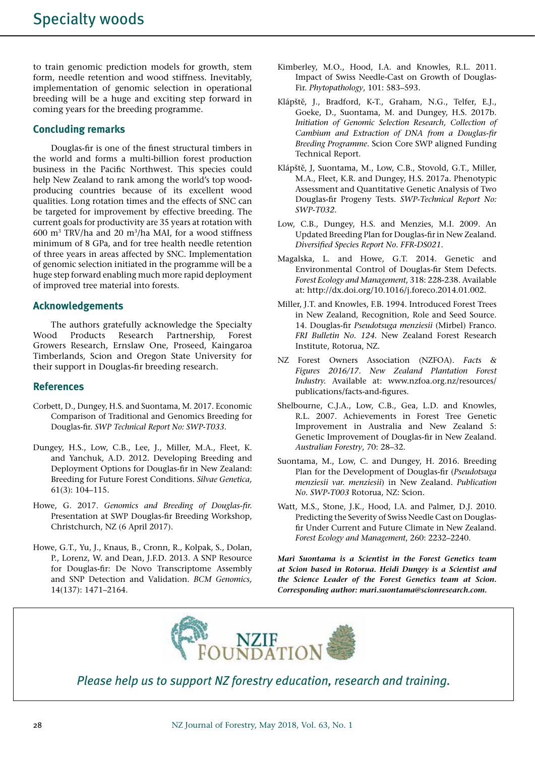to train genomic prediction models for growth, stem form, needle retention and wood stiffness. Inevitably, implementation of genomic selection in operational breeding will be a huge and exciting step forward in coming years for the breeding programme.

## Concluding remarks

Douglas-fir is one of the finest structural timbers in the world and forms a multi-billion forest production business in the Pacific Northwest. This species could help New Zealand to rank among the world's top wood-producing countries because of its excellent wood qualities. Long rotation times and the effects of SNC can be targeted for improvement by effective breeding. The current goals for productivity are 35 years at rotation with 600 $m^3$ TRV/ha and 20 $m^3$/ha MAI, for a wood stiffness minimum of 8 GPa, and for tree health needle retention of three years in areas affected by SNC. Implementation of genomic selection initiated in the programme will be a huge step forward enabling much more rapid deployment of improved tree material into forests.

## Acknowledgements

The authors gratefully acknowledge the Specialty Wood Products Research Partnership, Forest Growers Research, Ernslaw One, Proseed, Kaingaroa Timberlands, Scion and Oregon State University for their support in Douglas-fir breeding research.

## References

Corbett, D., Dungey, H.S. and Suontama, M. 2017. Economic Comparison of Traditional and Genomics Breeding for Douglas-fir. *SWP Technical Report No: SWP-T033*.

Dungey, H.S., Low, C.B., Lee, J., Miller, M.A., Fleet, K. and Yanchuk, A.D. 2012. Developing Breeding and Deployment Options for Douglas-fir in New Zealand: Breeding for Future Forest Conditions. *Silvae Genetica*, 61(3): 104–115.

Howe, G. 2017. *Genomics and Breeding of Douglas-fir.* Presentation at SWP Douglas-fir Breeding Workshop, Christchurch, NZ (6 April 2017).

Howe, G.T., Yu, J., Knaus, B., Cronn, R., Kolpak, S., Dolan, P., Lorenz, W. and Dean, J.F.D. 2013. A SNP Resource for Douglas-fir: De Novo Transcriptome Assembly and SNP Detection and Validation. *BCM Genomics*, 14(137): 1471–2164.

Kimberley, M.O., Hood, I.A. and Knowles, R.L. 2011. Impact of Swiss Needle-Cast on Growth of Douglas-Fir. *Phytopathology*, 101: 583–593.

Klápště, J., Bradford, K-T., Graham, N.G., Telfer, E.J., Goeke, D., Suontama, M. and Dungey, H.S. 2017b. *Initiation of Genomic Selection Research, Collection of Cambium and Extraction of DNA from a Douglas-fir Breeding Programme*. Scion Core SWP aligned Funding Technical Report.

Klápště, J, Suontama, M., Low, C.B., Stovold, G.T., Miller, M.A., Fleet, K.R. and Dungey, H.S. 2017a. Phenotypic Assessment and Quantitative Genetic Analysis of Two Douglas-fir Progeny Tests. *SWP-Technical Report No: SWP-T032*.

Low, C.B., Dungey, H.S. and Menzies, M.I. 2009. An Updated Breeding Plan for Douglas-fir in New Zealand. *Diversified Species Report No. FFR-DS021*.

Magalska, L. and Howe, G.T. 2014. Genetic and Environmental Control of Douglas-fir Stem Defects. *Forest Ecology and Management*, 318: 228-238. Available at: http://dx.doi.org/10.1016/j.foreco.2014.01.002.

Miller, J.T. and Knowles, F.B. 1994. Introduced Forest Trees in New Zealand, Recognition, Role and Seed Source. 14. Douglas-fir *Pseudotsuga menziesii* (Mirbel) Franco. *FRI Bulletin No. 124*. New Zealand Forest Research Institute, Rotorua, NZ.

NZ Forest Owners Association (NZFOA). *Facts & Figures 2016/17. New Zealand Plantation Forest Industry.* Available at: www.nzfoa.org.nz/resources/publications/facts-and-figures.

Shelbourne, C.J.A., Low, C.B., Gea, L.D. and Knowles, R.L. 2007. Achievements in Forest Tree Genetic Improvement in Australia and New Zealand 5: Genetic Improvement of Douglas-fir in New Zealand. *Australian Forestry*, 70: 28–32.

Suontama, M., Low, C. and Dungey, H. 2016. Breeding Plan for the Development of Douglas-fir (*Pseudotsuga menziesii var. menziesii*) in New Zealand. *Publication No. SWP-T003* Rotorua, NZ: Scion.

Watt, M.S., Stone, J.K., Hood, I.A. and Palmer, D.J. 2010. Predicting the Severity of Swiss Needle Cast on Douglas-fir Under Current and Future Climate in New Zealand. *Forest Ecology and Management*, 260: 2232–2240.

***Mari Suontama is a Scientist in the Forest Genetics team at Scion based in Rotorua. Heidi Dungey is a Scientist and the Science Leader of the Forest Genetics team at Scion. Corresponding author: mari.suontama@scionresearch.com.***

NZIF FOUNDATION

*Please help us to support NZ forestry education, research and training.*